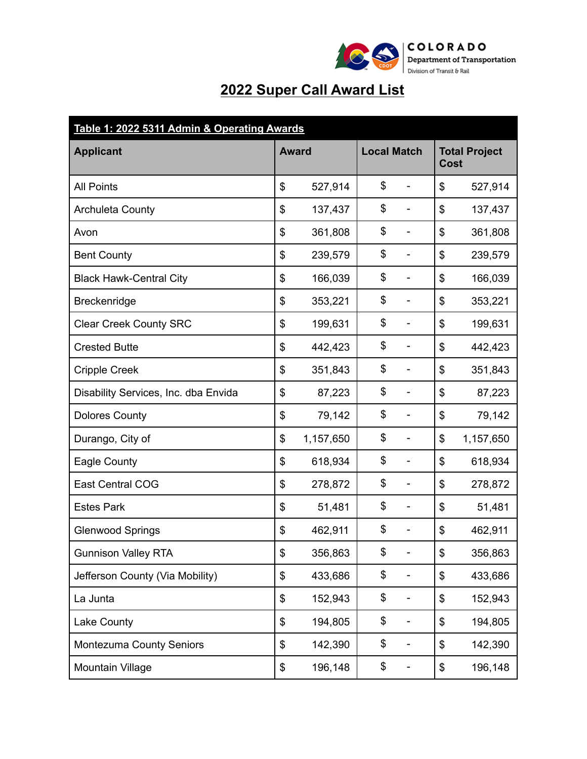# 2022 Super Call Award List

| Table 1: 2022 5311 Admin & Operating Awards | | | |
|---|---|---|---|
| **Applicant** | **Award** | **Local Match** | **Total Project Cost** |
| All Points | $ 527,914 | $ - | $ 527,914 |
| Archuleta County | $ 137,437 | $ - | $ 137,437 |
| Avon | $ 361,808 | $ - | $ 361,808 |
| Bent County | $ 239,579 | $ - | $ 239,579 |
| Black Hawk-Central City | $ 166,039 | $ - | $ 166,039 |
| Breckenridge | $ 353,221 | $ - | $ 353,221 |
| Clear Creek County SRC | $ 199,631 | $ - | $ 199,631 |
| Crested Butte | $ 442,423 | $ - | $ 442,423 |
| Cripple Creek | $ 351,843 | $ - | $ 351,843 |
| Disability Services, Inc. dba Envida | $ 87,223 | $ - | $ 87,223 |
| Dolores County | $ 79,142 | $ - | $ 79,142 |
| Durango, City of | $ 1,157,650 | $ - | $ 1,157,650 |
| Eagle County | $ 618,934 | $ - | $ 618,934 |
| East Central COG | $ 278,872 | $ - | $ 278,872 |
| Estes Park | $ 51,481 | $ - | $ 51,481 |
| Glenwood Springs | $ 462,911 | $ - | $ 462,911 |
| Gunnison Valley RTA | $ 356,863 | $ - | $ 356,863 |
| Jefferson County (Via Mobility) | $ 433,686 | $ - | $ 433,686 |
| La Junta | $ 152,943 | $ - | $ 152,943 |
| Lake County | $ 194,805 | $ - | $ 194,805 |
| Montezuma County Seniors | $ 142,390 | $ - | $ 142,390 |
| Mountain Village | $ 196,148 | $ - | $ 196,148 |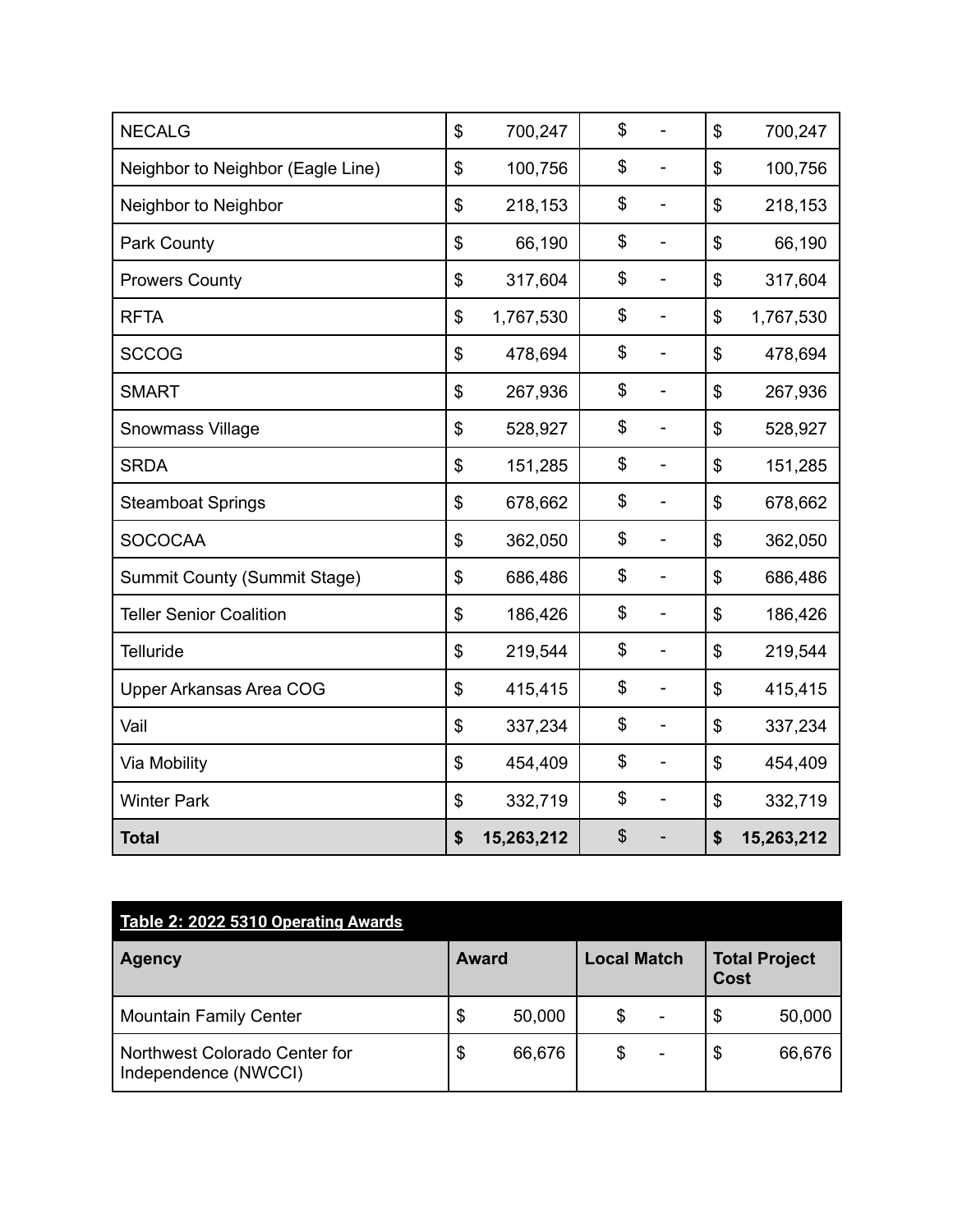| | | | |
|---|---|---|---|
| NECALG | $ 700,247 | $ - | $ 700,247 |
| Neighbor to Neighbor (Eagle Line) | $ 100,756 | $ - | $ 100,756 |
| Neighbor to Neighbor | $ 218,153 | $ - | $ 218,153 |
| Park County | $ 66,190 | $ - | $ 66,190 |
| Prowers County | $ 317,604 | $ - | $ 317,604 |
| RFTA | $ 1,767,530 | $ - | $ 1,767,530 |
| SCCOG | $ 478,694 | $ - | $ 478,694 |
| SMART | $ 267,936 | $ - | $ 267,936 |
| Snowmass Village | $ 528,927 | $ - | $ 528,927 |
| SRDA | $ 151,285 | $ - | $ 151,285 |
| Steamboat Springs | $ 678,662 | $ - | $ 678,662 |
| SOCOCAA | $ 362,050 | $ - | $ 362,050 |
| Summit County (Summit Stage) | $ 686,486 | $ - | $ 686,486 |
| Teller Senior Coalition | $ 186,426 | $ - | $ 186,426 |
| Telluride | $ 219,544 | $ - | $ 219,544 |
| Upper Arkansas Area COG | $ 415,415 | $ - | $ 415,415 |
| Vail | $ 337,234 | $ - | $ 337,234 |
| Via Mobility | $ 454,409 | $ - | $ 454,409 |
| Winter Park | $ 332,719 | $ - | $ 332,719 |
| **Total** | **$ 15,263,212** | $ - | **$ 15,263,212** |

**Table 2: 2022 5310 Operating Awards**

| Agency | Award | Local Match | Total Project Cost |
|---|---|---|---|
| Mountain Family Center | $ 50,000 | $ - | $ 50,000 |
| Northwest Colorado Center for Independence (NWCCI) | $ 66,676 | $ - | $ 66,676 |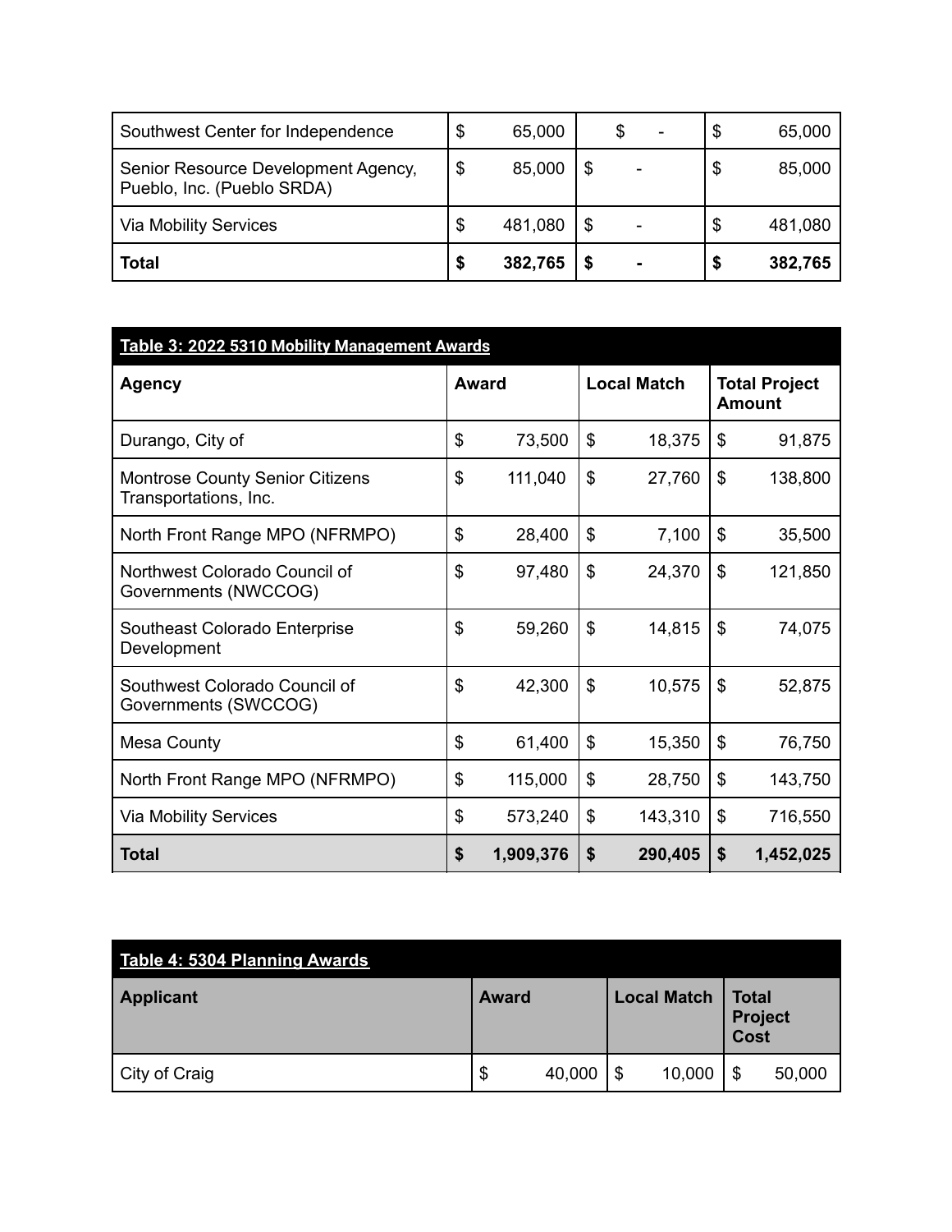| | | | |
|---|---|---|---|
| Southwest Center for Independence | $ 65,000 | $ - | $ 65,000 |
| Senior Resource Development Agency, Pueblo, Inc. (Pueblo SRDA) | $ 85,000 | $ - | $ 85,000 |
| Via Mobility Services | $ 481,080 | $ - | $ 481,080 |
| **Total** | **$ 382,765** | **$ -** | **$ 382,765** |

| **Table 3: 2022 5310 Mobility Management Awards** | | | |
|---|---|---|---|
| **Agency** | **Award** | **Local Match** | **Total Project Amount** |
| Durango, City of | $ 73,500 | $ 18,375 | $ 91,875 |
| Montrose County Senior Citizens Transportations, Inc. | $ 111,040 | $ 27,760 | $ 138,800 |
| North Front Range MPO (NFRMPO) | $ 28,400 | $ 7,100 | $ 35,500 |
| Northwest Colorado Council of Governments (NWCCOG) | $ 97,480 | $ 24,370 | $ 121,850 |
| Southeast Colorado Enterprise Development | $ 59,260 | $ 14,815 | $ 74,075 |
| Southwest Colorado Council of Governments (SWCCOG) | $ 42,300 | $ 10,575 | $ 52,875 |
| Mesa County | $ 61,400 | $ 15,350 | $ 76,750 |
| North Front Range MPO (NFRMPO) | $ 115,000 | $ 28,750 | $ 143,750 |
| Via Mobility Services | $ 573,240 | $ 143,310 | $ 716,550 |
| **Total** | **$ 1,909,376** | **$ 290,405** | **$ 1,452,025** |

| **Table 4: 5304 Planning Awards** | | | |
|---|---|---|---|
| **Applicant** | **Award** | **Local Match** | **Total Project Cost** |
| City of Craig | $ 40,000 | $ 10,000 | $ 50,000 |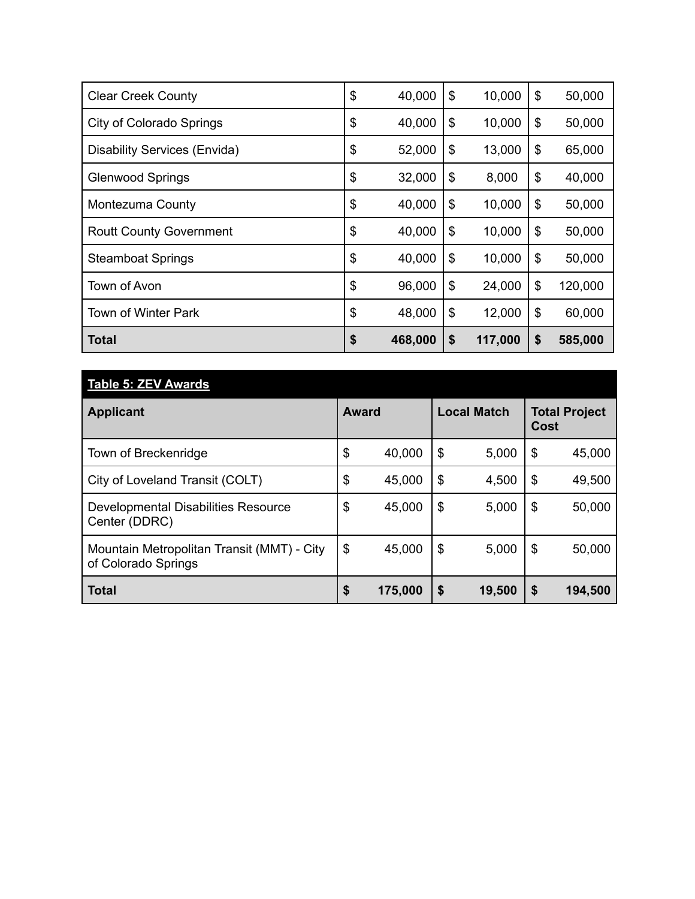| | | | |
|---|---|---|---|
| Clear Creek County | $ 40,000 | $ 10,000 | $ 50,000 |
| City of Colorado Springs | $ 40,000 | $ 10,000 | $ 50,000 |
| Disability Services (Envida) | $ 52,000 | $ 13,000 | $ 65,000 |
| Glenwood Springs | $ 32,000 | $ 8,000 | $ 40,000 |
| Montezuma County | $ 40,000 | $ 10,000 | $ 50,000 |
| Routt County Government | $ 40,000 | $ 10,000 | $ 50,000 |
| Steamboat Springs | $ 40,000 | $ 10,000 | $ 50,000 |
| Town of Avon | $ 96,000 | $ 24,000 | $ 120,000 |
| Town of Winter Park | $ 48,000 | $ 12,000 | $ 60,000 |
| **Total** | **$ 468,000** | **$ 117,000** | **$ 585,000** |

**Table 5: ZEV Awards**

| Applicant | Award | Local Match | Total Project Cost |
|---|---|---|---|
| Town of Breckenridge | $ 40,000 | $ 5,000 | $ 45,000 |
| City of Loveland Transit (COLT) | $ 45,000 | $ 4,500 | $ 49,500 |
| Developmental Disabilities Resource Center (DDRC) | $ 45,000 | $ 5,000 | $ 50,000 |
| Mountain Metropolitan Transit (MMT) - City of Colorado Springs | $ 45,000 | $ 5,000 | $ 50,000 |
| **Total** | **$ 175,000** | **$ 19,500** | **$ 194,500** |